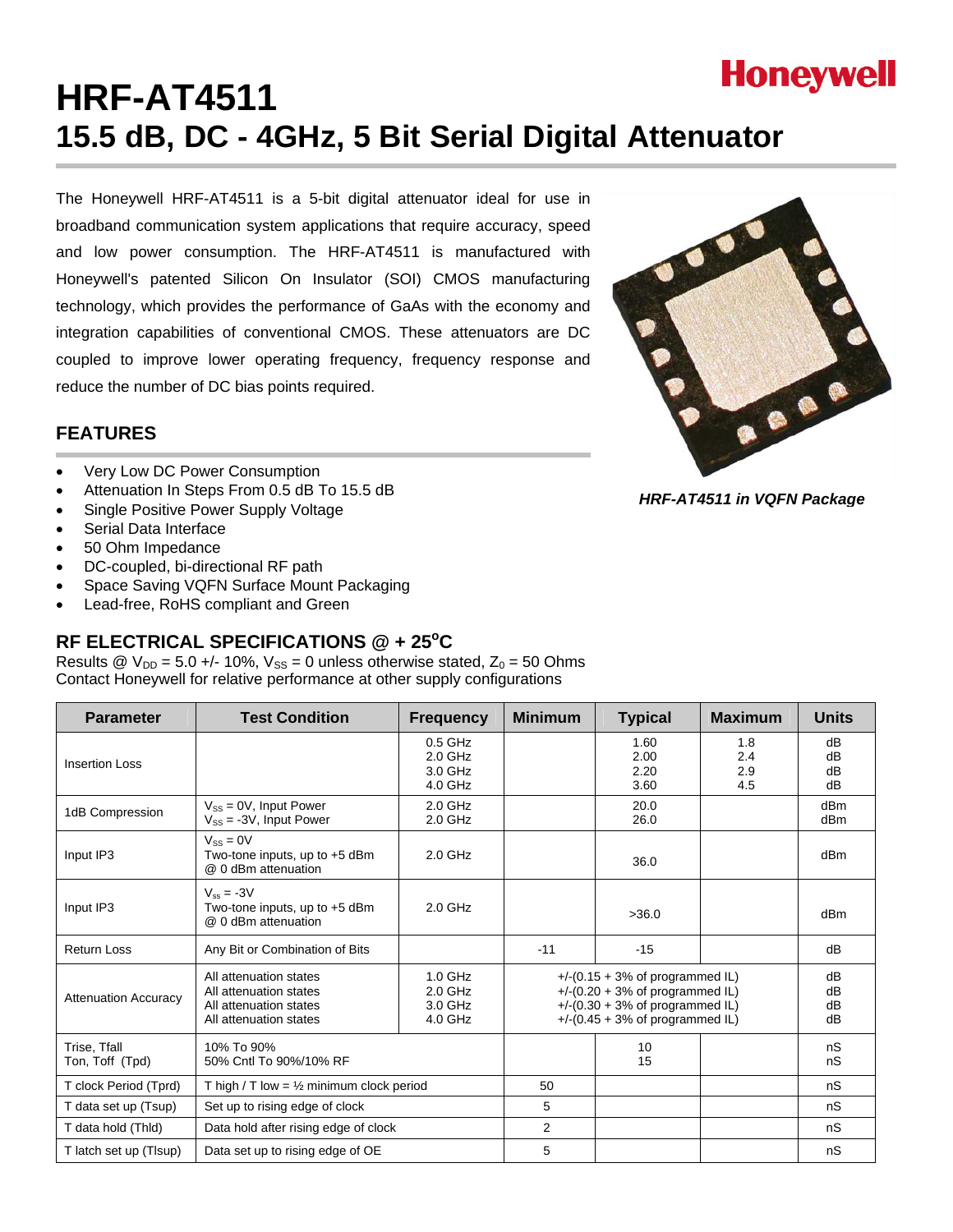Honeywell

# HRF-AT4511

# 15.5 dB, DC - 4GHz, 5 Bit Serial Digital Attenuator

The Honeywell HRF-AT4511 is a 5-bit digital attenuator ideal for use in broadband communication system applications that require accuracy, speed and low power consumption. The HRF-AT4511 is manufactured with Honeywell's patented Silicon On Insulator (SOI) CMOS manufacturing technology, which provides the performance of GaAs with the economy and integration capabilities of conventional CMOS. These attenuators are DC coupled to improve lower operating frequency, frequency response and reduce the number of DC bias points required.

*HRF-AT4511 in VQFN Package*

## FEATURES

- Very Low DC Power Consumption
- Attenuation In Steps From 0.5 dB To 15.5 dB
- Single Positive Power Supply Voltage
- Serial Data Interface
- 50 Ohm Impedance
- DC-coupled, bi-directional RF path
- Space Saving VQFN Surface Mount Packaging
- Lead-free, RoHS compliant and Green

## RF ELECTRICAL SPECIFICATIONS @ + 25°C

Results @ $V_{DD}$ = 5.0 +/- 10%, $V_{SS}$ = 0 unless otherwise stated, $Z_0$ = 50 Ohms
Contact Honeywell for relative performance at other supply configurations

| Parameter | Test Condition | Frequency | Minimum | Typical | Maximum | Units |
|---|---|---|---|---|---|---|
| Insertion Loss | | 0.5 GHz<br>2.0 GHz<br>3.0 GHz<br>4.0 GHz | | 1.60<br>2.00<br>2.20<br>3.60 | 1.8<br>2.4<br>2.9<br>4.5 | dB<br>dB<br>dB<br>dB |
| 1dB Compression | $V_{SS}$ = 0V, Input Power<br>$V_{SS}$ = -3V, Input Power | 2.0 GHz<br>2.0 GHz | | 20.0<br>26.0 | | dBm<br>dBm |
| Input IP3 | $V_{SS}$ = 0V<br>Two-tone inputs, up to +5 dBm @ 0 dBm attenuation | 2.0 GHz | | 36.0 | | dBm |
| Input IP3 | $V_{ss}$ = -3V<br>Two-tone inputs, up to +5 dBm @ 0 dBm attenuation | 2.0 GHz | | >36.0 | | dBm |
| Return Loss | Any Bit or Combination of Bits | | -11 | -15 | | dB |
| Attenuation Accuracy | All attenuation states<br>All attenuation states<br>All attenuation states<br>All attenuation states | 1.0 GHz<br>2.0 GHz<br>3.0 GHz<br>4.0 GHz | +/-(0.15 + 3% of programmed IL)<br>+/-(0.20 + 3% of programmed IL)<br>+/-(0.30 + 3% of programmed IL)<br>+/-(0.45 + 3% of programmed IL) | | | dB<br>dB<br>dB<br>dB |
| Trise, Tfall<br>Ton, Toff (Tpd) | 10% To 90%<br>50% Cntl To 90%/10% RF | | | 10<br>15 | | nS<br>nS |
| T clock Period (Tprd) | T high / T low = ½ minimum clock period | | 50 | | | nS |
| T data set up (Tsup) | Set up to rising edge of clock | | 5 | | | nS |
| T data hold (Thld) | Data hold after rising edge of clock | | 2 | | | nS |
| T latch set up (Tlsup) | Data set up to rising edge of OE | | 5 | | | nS |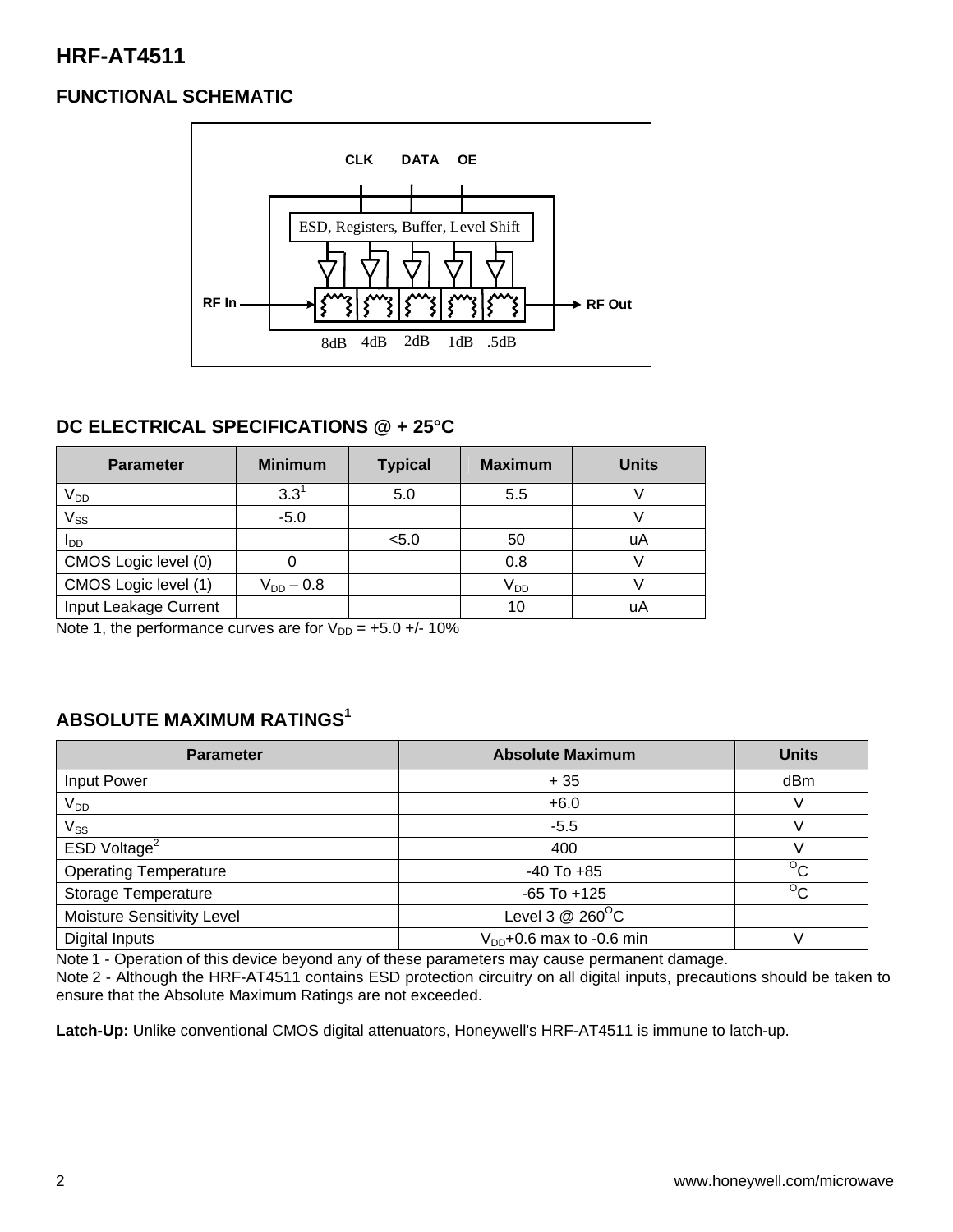## HRF-AT4511

### FUNCTIONAL SCHEMATIC

CLK DATA OE

ESD, Registers, Buffer, Level Shift

RF In → RF Out

8dB 4dB 2dB 1dB .5dB

### DC ELECTRICAL SPECIFICATIONS @ + 25°C

| Parameter | Minimum | Typical | Maximum | Units |
|---|---|---|---|---|
| $V_{DD}$ | 3.3[1] | 5.0 | 5.5 | V |
| $V_{SS}$ | -5.0 | | | V |
| $I_{DD}$ | | <5.0 | 50 | uA |
| CMOS Logic level (0) | 0 | | 0.8 | V |
| CMOS Logic level (1) | $V_{DD} – 0.8$ | | $V_{DD}$ | V |
| Input Leakage Current | | | 10 | uA |

Note 1, the performance curves are for $V_{DD}$ = +5.0 +/- 10%

### ABSOLUTE MAXIMUM RATINGS[1]

| Parameter | Absolute Maximum | Units |
|---|---|---|
| Input Power | + 35 | dBm |
| $V_{DD}$ | +6.0 | V |
| $V_{SS}$ | -5.5 | V |
| ESD Voltage[2] | 400 | V |
| Operating Temperature | -40 To +85 | °C |
| Storage Temperature | -65 To +125 | °C |
| Moisture Sensitivity Level | Level 3 @ 260°C | |
| Digital Inputs | $V_{DD}$+0.6 max to -0.6 min | V |

Note 1 - Operation of this device beyond any of these parameters may cause permanent damage.
Note 2 - Although the HRF-AT4511 contains ESD protection circuitry on all digital inputs, precautions should be taken to ensure that the Absolute Maximum Ratings are not exceeded.

**Latch-Up:** Unlike conventional CMOS digital attenuators, Honeywell's HRF-AT4511 is immune to latch-up.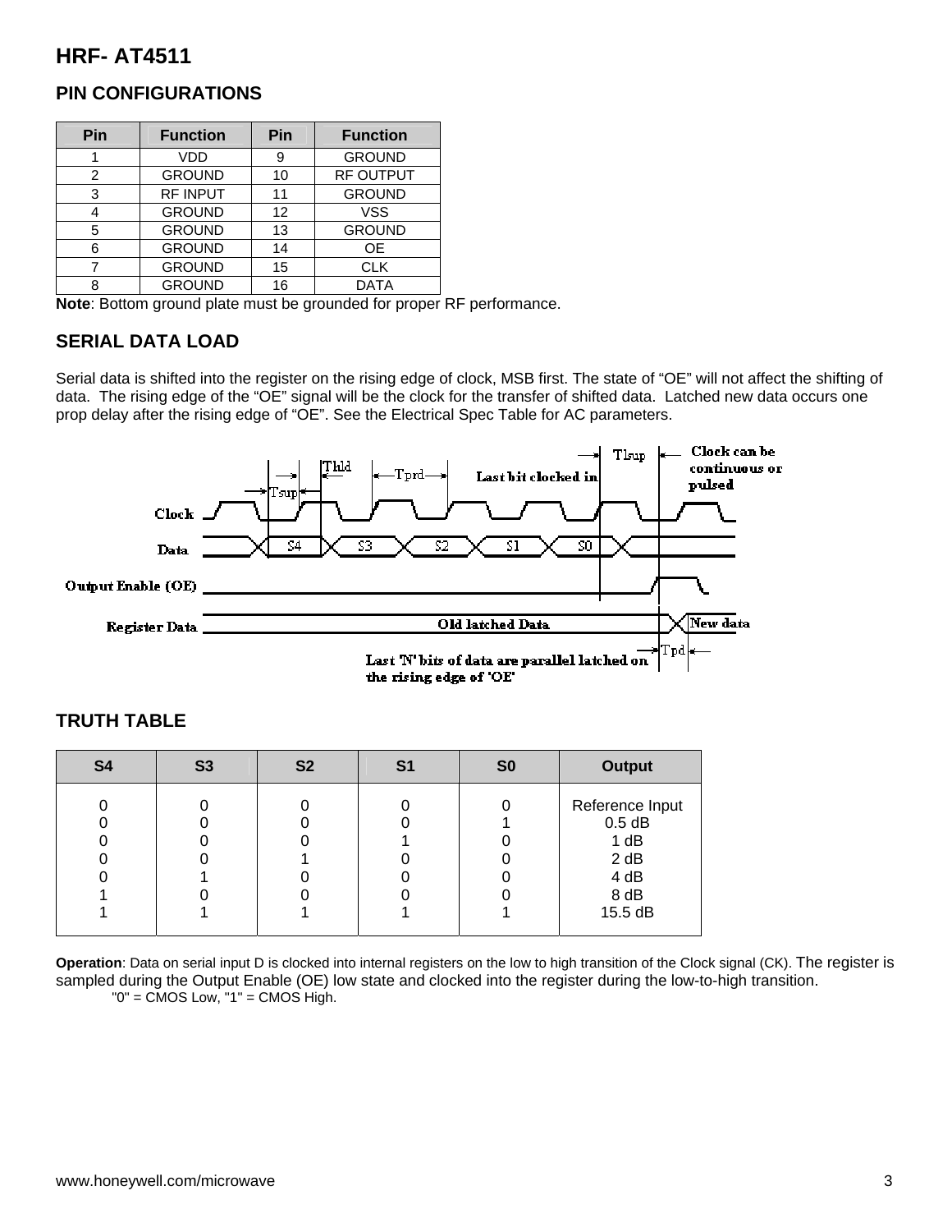# HRF- AT4511

## PIN CONFIGURATIONS

| Pin | Function | Pin | Function |
|---|---|---|---|
| 1 | VDD | 9 | GROUND |
| 2 | GROUND | 10 | RF OUTPUT |
| 3 | RF INPUT | 11 | GROUND |
| 4 | GROUND | 12 | VSS |
| 5 | GROUND | 13 | GROUND |
| 6 | GROUND | 14 | OE |
| 7 | GROUND | 15 | CLK |
| 8 | GROUND | 16 | DATA |

**Note**: Bottom ground plate must be grounded for proper RF performance.

## SERIAL DATA LOAD

Serial data is shifted into the register on the rising edge of clock, MSB first. The state of "OE" will not affect the shifting of data. The rising edge of the "OE" signal will be the clock for the transfer of shifted data. Latched new data occurs one prop delay after the rising edge of "OE". See the Electrical Spec Table for AC parameters.

Clock
Data
Output Enable (OE)
Register Data

Tsup Thld Tprd Last bit clocked in Tlsup Clock can be continuous or pulsed

S4 S3 S2 S1 S0

Old latched Data New data

Last 'N' bits of data are parallel latched on the rising edge of 'OE' Tpd

## TRUTH TABLE

| S4 | S3 | S2 | S1 | S0 | Output |
|---|---|---|---|---|---|
| 0 | 0 | 0 | 0 | 0 | Reference Input |
| 0 | 0 | 0 | 0 | 1 | 0.5 dB |
| 0 | 0 | 0 | 1 | 0 | 1 dB |
| 0 | 0 | 1 | 0 | 0 | 2 dB |
| 0 | 1 | 0 | 0 | 0 | 4 dB |
| 1 | 0 | 0 | 0 | 0 | 8 dB |
| 1 | 1 | 1 | 1 | 1 | 15.5 dB |

**Operation**: Data on serial input D is clocked into internal registers on the low to high transition of the Clock signal (CK). The register is sampled during the Output Enable (OE) low state and clocked into the register during the low-to-high transition.

"0" = CMOS Low, "1" = CMOS High.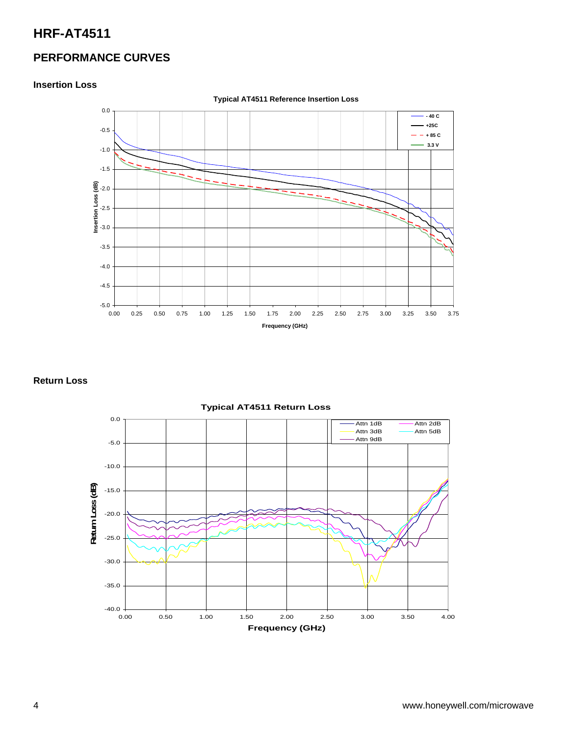## PERFORMANCE CURVES

### Insertion Loss

**Typical AT4511 Reference Insertion Loss**

### Return Loss

**Typical AT4511 Return Loss**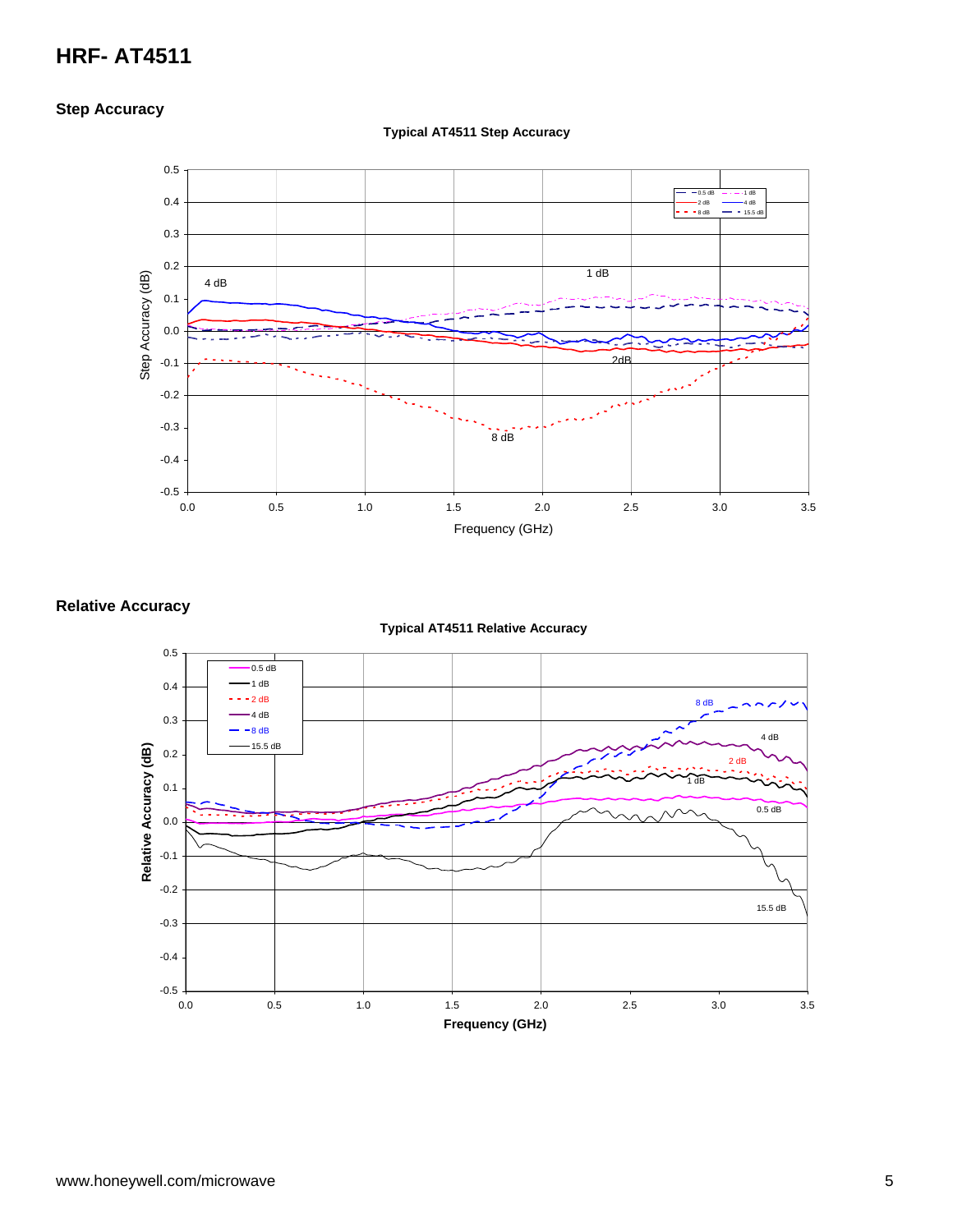## Step Accuracy

Typical AT4511 Step Accuracy

## Relative Accuracy

Typical AT4511 Relative Accuracy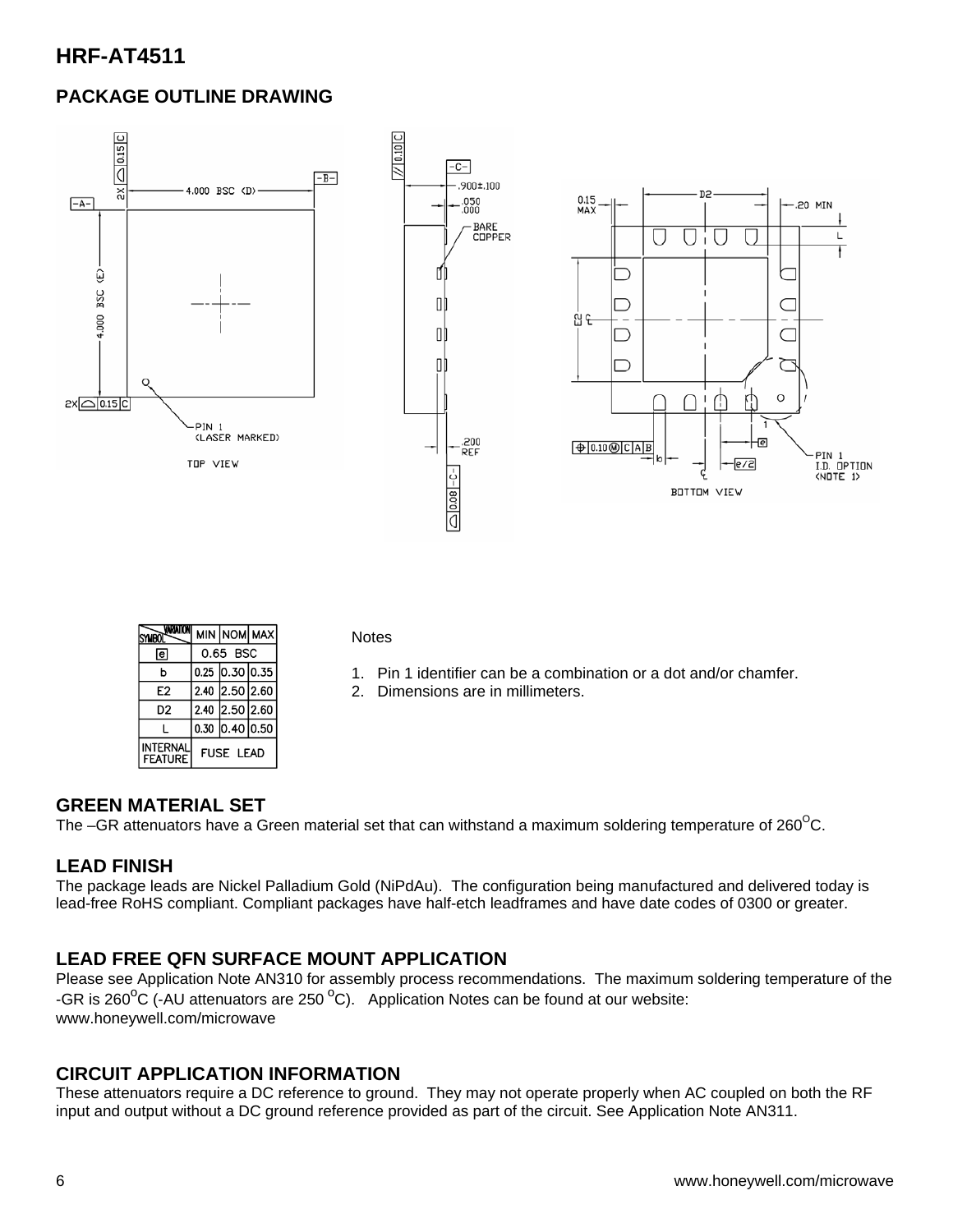## PACKAGE OUTLINE DRAWING

| SYMBOL / VARIATION | MIN | NOM | MAX |
|---|---|---|---|
| e | 0.65 BSC | | |
| b | 0.25 | 0.30 | 0.35 |
| E2 | 2.40 | 2.50 | 2.60 |
| D2 | 2.40 | 2.50 | 2.60 |
| L | 0.30 | 0.40 | 0.50 |
| INTERNAL FEATURE | FUSE LEAD | | |

Notes

1. Pin 1 identifier can be a combination or a dot and/or chamfer.
2. Dimensions are in millimeters.

## GREEN MATERIAL SET

The –GR attenuators have a Green material set that can withstand a maximum soldering temperature of 260°C.

## LEAD FINISH

The package leads are Nickel Palladium Gold (NiPdAu). The configuration being manufactured and delivered today is lead-free RoHS compliant. Compliant packages have half-etch leadframes and have date codes of 0300 or greater.

## LEAD FREE QFN SURFACE MOUNT APPLICATION

Please see Application Note AN310 for assembly process recommendations. The maximum soldering temperature of the -GR is 260°C (-AU attenuators are 250 °C). Application Notes can be found at our website: www.honeywell.com/microwave

## CIRCUIT APPLICATION INFORMATION

These attenuators require a DC reference to ground. They may not operate properly when AC coupled on both the RF input and output without a DC ground reference provided as part of the circuit. See Application Note AN311.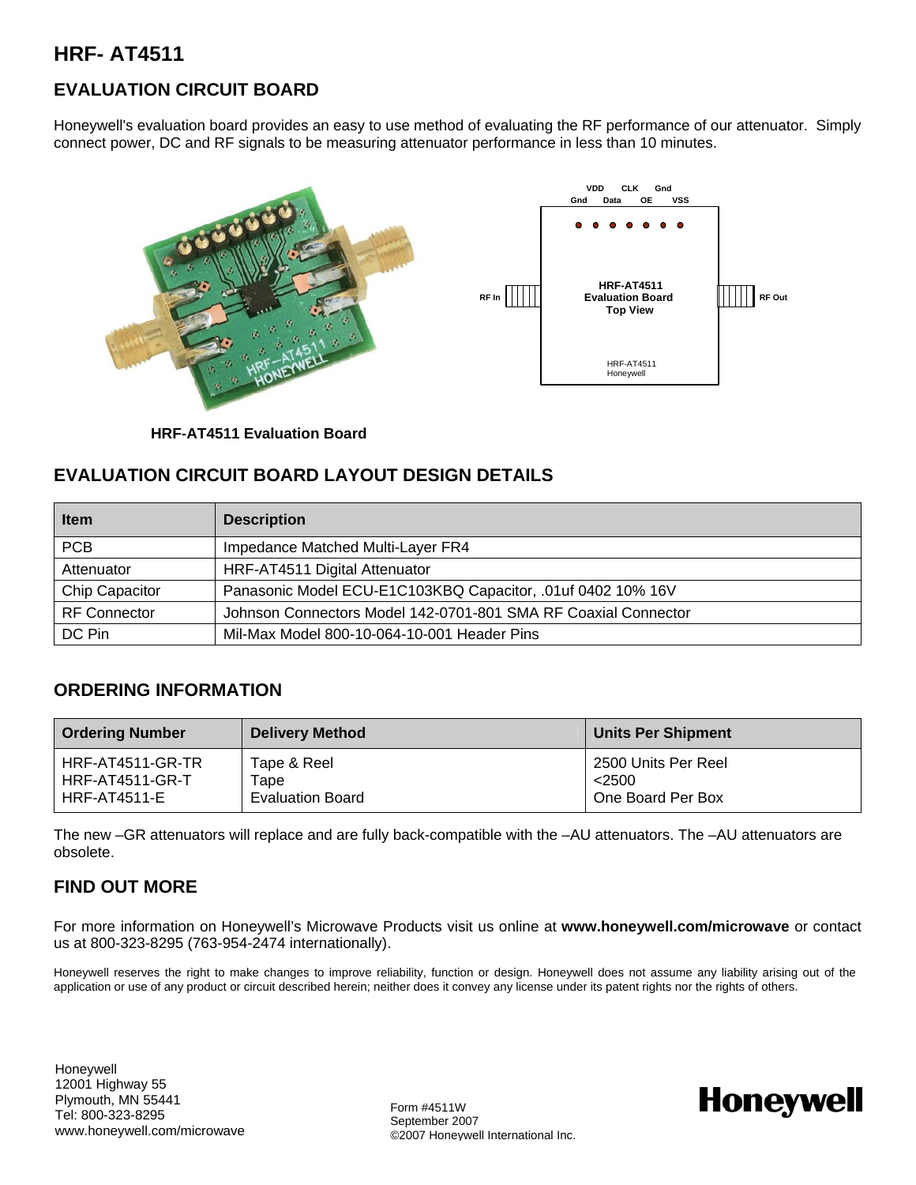# HRF- AT4511

## EVALUATION CIRCUIT BOARD

Honeywell's evaluation board provides an easy to use method of evaluating the RF performance of our attenuator. Simply connect power, DC and RF signals to be measuring attenuator performance in less than 10 minutes.

VDD CLK Gnd
Gnd Data OE VSS

RF In

HRF-AT4511
Evaluation Board
Top View

RF Out

HRF-AT4511
Honeywell

HRF-AT4511 Evaluation Board

## EVALUATION CIRCUIT BOARD LAYOUT DESIGN DETAILS

| Item | Description |
|---|---|
| PCB | Impedance Matched Multi-Layer FR4 |
| Attenuator | HRF-AT4511 Digital Attenuator |
| Chip Capacitor | Panasonic Model ECU-E1C103KBQ Capacitor, .01uf 0402 10% 16V |
| RF Connector | Johnson Connectors Model 142-0701-801 SMA RF Coaxial Connector |
| DC Pin | Mil-Max Model 800-10-064-10-001 Header Pins |

## ORDERING INFORMATION

| Ordering Number | Delivery Method | Units Per Shipment |
|---|---|---|
| HRF-AT4511-GR-TR | Tape & Reel | 2500 Units Per Reel |
| HRF-AT4511-GR-T | Tape | <2500 |
| HRF-AT4511-E | Evaluation Board | One Board Per Box |

The new –GR attenuators will replace and are fully back-compatible with the –AU attenuators. The –AU attenuators are obsolete.

## FIND OUT MORE

For more information on Honeywell's Microwave Products visit us online at **www.honeywell.com/microwave** or contact us at 800-323-8295 (763-954-2474 internationally).

Honeywell reserves the right to make changes to improve reliability, function or design. Honeywell does not assume any liability arising out of the application or use of any product or circuit described herein; neither does it convey any license under its patent rights nor the rights of others.

Honeywell
12001 Highway 55
Plymouth, MN 55441
Tel: 800-323-8295
www.honeywell.com/microwave

Form #4511W
September 2007
©2007 Honeywell International Inc.

Honeywell